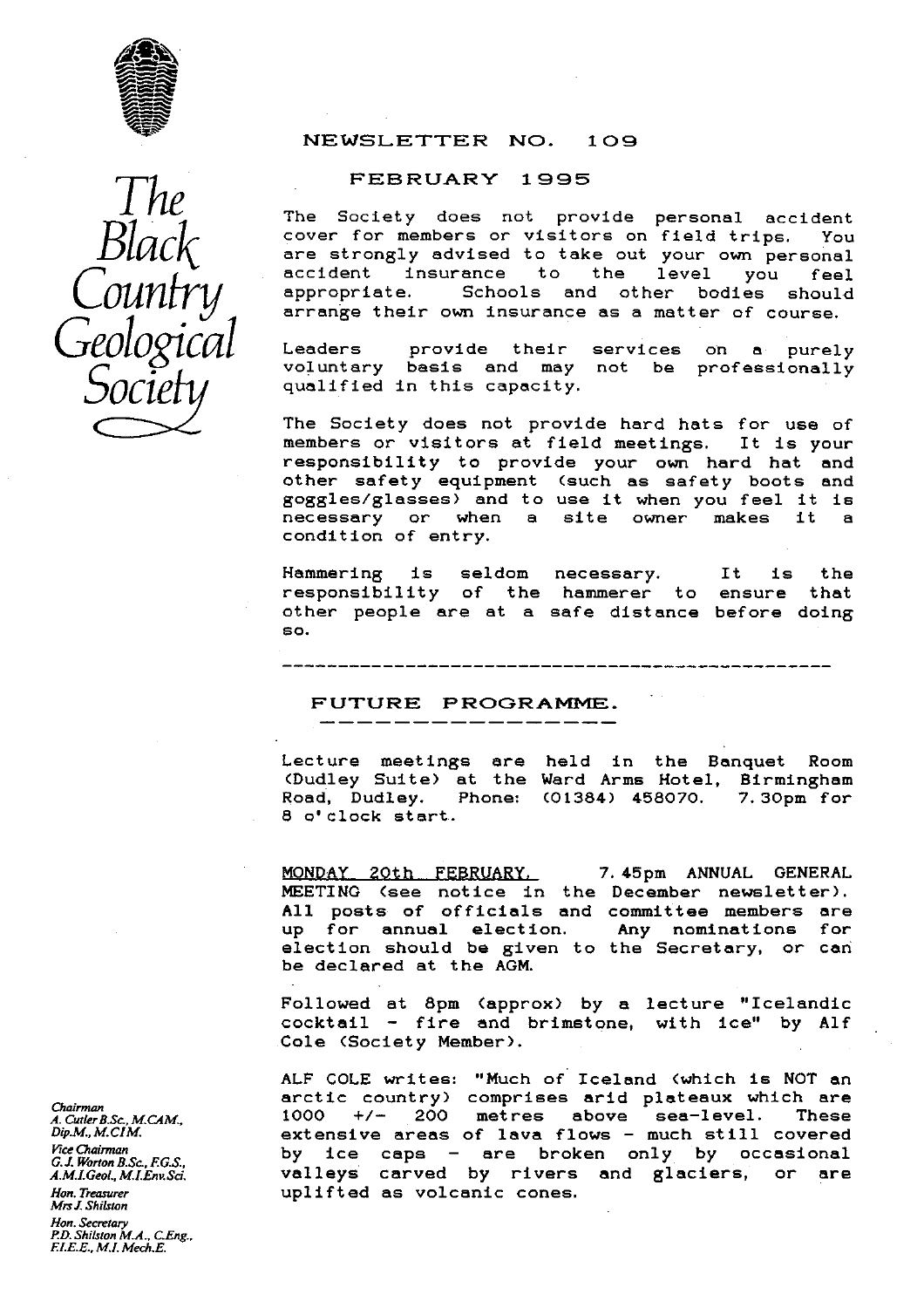# The Black Country Geological Society

## NEWSLETTER NO. 109

### FEBRUARY 1995

The Society does not provide personal accident cover for members or visitors on field trips. You are strongly advised to take out your own personal accident insurance to the level you feel appropriate. Schools and other bodies should arrange their own insurance as a matter of course.

Leaders provide their services on a purely voluntary basis and may not be professionally qualified in this capacity.

The Society does not provide hard hats for use of members or visitors at field meetings. It is your responsibility to provide your own hard hat and other safety equipment (such as safety boots and goggles/glasses) and to use it when you feel it is necessary or when a site owner makes it a condition of entry.

Hammering is seldom necessary. It is the responsibility of the hammerer to ensure that other people are at a safe distance before doing so.

---

## FUTURE PROGRAMME.

Lecture meetings are held in the Banquet Room (Dudley Suite) at the Ward Arms Hotel, Birmingham Road, Dudley. Phone: (01384) 458070. 7.30pm for 8 o'clock start.

MONDAY 20th FEBRUARY. 7.45pm ANNUAL GENERAL MEETING (see notice in the December newsletter). All posts of officials and committee members are up for annual election. Any nominations for election should be given to the Secretary, or can be declared at the AGM.

Followed at 8pm (approx) by a lecture "Icelandic cocktail - fire and brimstone, with ice" by Alf Cole (Society Member).

ALF COLE writes: "Much of Iceland (which is NOT an arctic country) comprises arid plateaux which are 1000 +/- 200 metres above sea-level. These extensive areas of lava flows - much still covered by ice caps - are broken only by occasional valleys carved by rivers and glaciers, or are uplifted as volcanic cones.

*Chairman*
*A. Cutler B.Sc., M.CAM., Dip.M., M.CIM.*
*Vice Chairman*
*G.J. Worton B.Sc., F.G.S., A.M.I.Geol., M.I.Env.Sci.*
*Hon. Treasurer*
*Mrs J. Shilston*
*Hon. Secretary*
*P.D. Shilston M.A., C.Eng., F.I.E.E., M.I.Mech.E.*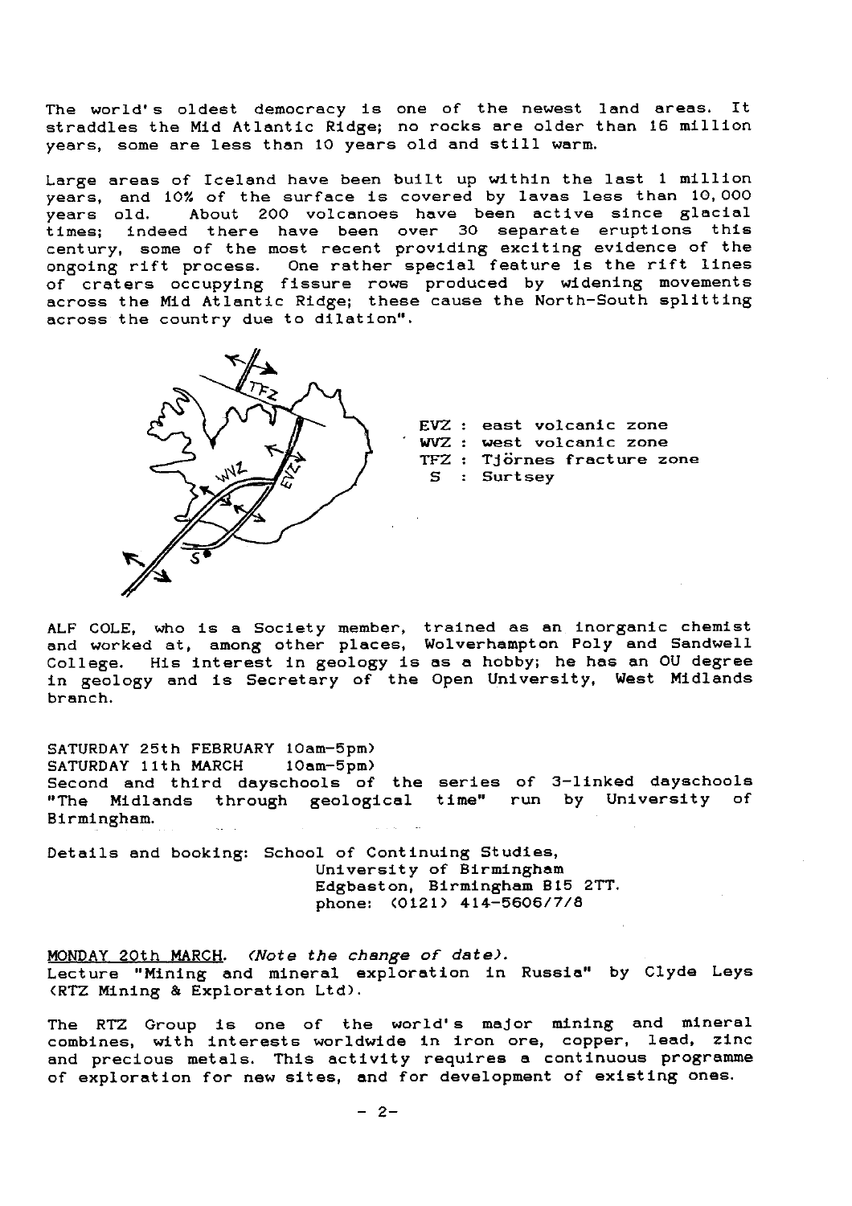The world's oldest democracy is one of the newest land areas. It straddles the Mid Atlantic Ridge; no rocks are older than 16 million years, some are less than 10 years old and still warm.

Large areas of Iceland have been built up within the last 1 million years, and 10% of the surface is covered by lavas less than 10,000 years old. About 200 volcanoes have been active since glacial times; indeed there have been over 30 separate eruptions this century, some of the most recent providing exciting evidence of the ongoing rift process. One rather special feature is the rift lines of craters occupying fissure rows produced by widening movements across the Mid Atlantic Ridge; these cause the North-South splitting across the country due to dilation".

EVZ : east volcanic zone
WVZ : west volcanic zone
TFZ : Tjörnes fracture zone
S : Surtsey

ALF COLE, who is a Society member, trained as an inorganic chemist and worked at, among other places, Wolverhampton Poly and Sandwell College. His interest in geology is as a hobby; he has an OU degree in geology and is Secretary of the Open University, West Midlands branch.

SATURDAY 25th FEBRUARY 10am-5pm)
SATURDAY 11th MARCH 10am-5pm)
Second and third dayschools of the series of 3-linked dayschools "The Midlands through geological time" run by University of Birmingham.

Details and booking: School of Continuing Studies,
University of Birmingham
Edgbaston, Birmingham B15 2TT.
phone: (0121) 414-5606/7/8

MONDAY 20th MARCH. *(Note the change of date).*
Lecture "Mining and mineral exploration in Russia" by Clyde Leys (RTZ Mining & Exploration Ltd).

The RTZ Group is one of the world's major mining and mineral combines, with interests worldwide in iron ore, copper, lead, zinc and precious metals. This activity requires a continuous programme of exploration for new sites, and for development of existing ones.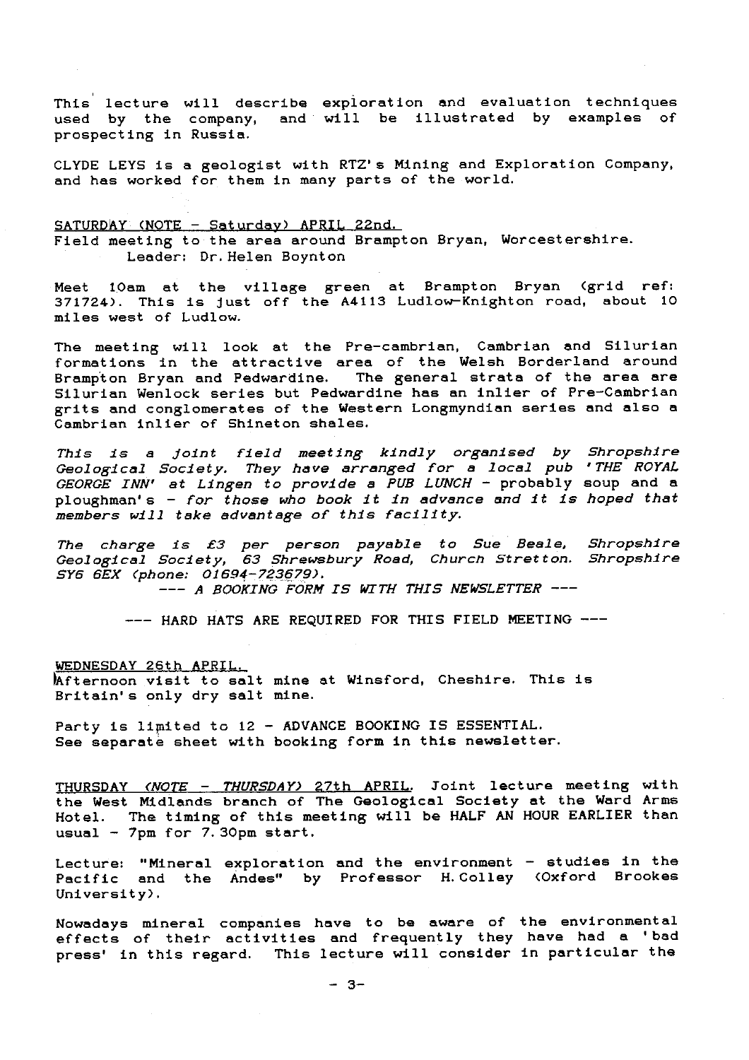This lecture will describe exploration and evaluation techniques used by the company, and will be illustrated by examples of prospecting in Russia.

CLYDE LEYS is a geologist with RTZ's Mining and Exploration Company, and has worked for them in many parts of the world.

<u>SATURDAY (NOTE - Saturday) APRIL 22nd.</u>
Field meeting to the area around Brampton Bryan, Worcestershire.
Leader: Dr. Helen Boynton

Meet 10am at the village green at Brampton Bryan (grid ref: 371724). This is just off the A4113 Ludlow-Knighton road, about 10 miles west of Ludlow.

The meeting will look at the Pre-cambrian, Cambrian and Silurian formations in the attractive area of the Welsh Borderland around Brampton Bryan and Pedwardine. The general strata of the area are Silurian Wenlock series but Pedwardine has an inlier of Pre-Cambrian grits and conglomerates of the Western Longmyndian series and also a Cambrian inlier of Shineton shales.

*This is a joint field meeting kindly organised by Shropshire Geological Society. They have arranged for a local pub 'THE ROYAL GEORGE INN' at Lingen to provide a PUB LUNCH* - probably soup and a ploughman's - *for those who book it in advance and it is hoped that members will take advantage of this facility.*

*The charge is £3 per person payable to Sue Beale, Shropshire Geological Society, 63 Shrewsbury Road, Church Stretton. Shropshire SY6 6EX (phone: 01694-723679).*

--- *A BOOKING FORM IS WITH THIS NEWSLETTER* ---

--- HARD HATS ARE REQUIRED FOR THIS FIELD MEETING ---

<u>WEDNESDAY 26th APRIL.</u>
Afternoon visit to salt mine at Winsford, Cheshire. This is Britain's only dry salt mine.

Party is limited to 12 - ADVANCE BOOKING IS ESSENTIAL.
See separate sheet with booking form in this newsletter.

<u>THURSDAY *(NOTE - THURSDAY)* 27th APRIL.</u> Joint lecture meeting with the West Midlands branch of The Geological Society at the Ward Arms Hotel. The timing of this meeting will be HALF AN HOUR EARLIER than usual - 7pm for 7.30pm start.

Lecture: "Mineral exploration and the environment - studies in the Pacific and the Andes" by Professor H. Colley (Oxford Brookes University).

Nowadays mineral companies have to be aware of the environmental effects of their activities and frequently they have had a 'bad press' in this regard. This lecture will consider in particular the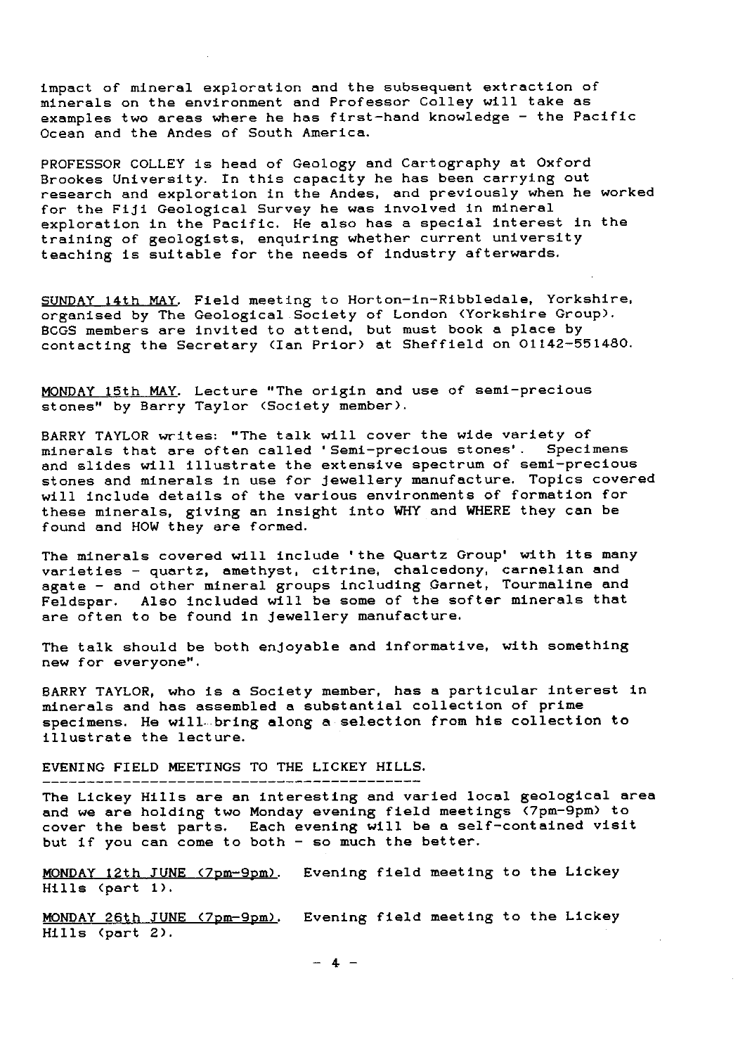impact of mineral exploration and the subsequent extraction of minerals on the environment and Professor Colley will take as examples two areas where he has first-hand knowledge - the Pacific Ocean and the Andes of South America.

PROFESSOR COLLEY is head of Geology and Cartography at Oxford Brookes University. In this capacity he has been carrying out research and exploration in the Andes, and previously when he worked for the Fiji Geological Survey he was involved in mineral exploration in the Pacific. He also has a special interest in the training of geologists, enquiring whether current university teaching is suitable for the needs of industry afterwards.

<u>SUNDAY 14th MAY</u>. Field meeting to Horton-in-Ribbledale, Yorkshire, organised by The Geological Society of London (Yorkshire Group). BCGS members are invited to attend, but must book a place by contacting the Secretary (Ian Prior) at Sheffield on 01142-551480.

<u>MONDAY 15th MAY</u>. Lecture "The origin and use of semi-precious stones" by Barry Taylor (Society member).

BARRY TAYLOR writes: "The talk will cover the wide variety of minerals that are often called 'Semi-precious stones'. Specimens and slides will illustrate the extensive spectrum of semi-precious stones and minerals in use for jewellery manufacture. Topics covered will include details of the various environments of formation for these minerals, giving an insight into WHY and WHERE they can be found and HOW they are formed.

The minerals covered will include 'the Quartz Group' with its many varieties - quartz, amethyst, citrine, chalcedony, carnelian and agate - and other mineral groups including Garnet, Tourmaline and Feldspar. Also included will be some of the softer minerals that are often to be found in jewellery manufacture.

The talk should be both enjoyable and informative, with something new for everyone".

BARRY TAYLOR, who is a Society member, has a particular interest in minerals and has assembled a substantial collection of prime specimens. He will bring along a selection from his collection to illustrate the lecture.

## EVENING FIELD MEETINGS TO THE LICKEY HILLS.

The Lickey Hills are an interesting and varied local geological area and we are holding two Monday evening field meetings (7pm-9pm) to cover the best parts. Each evening will be a self-contained visit but if you can come to both - so much the better.

<u>MONDAY 12th JUNE (7pm-9pm)</u>. Evening field meeting to the Lickey Hills (part 1).

<u>MONDAY 26th JUNE (7pm-9pm)</u>. Evening field meeting to the Lickey Hills (part 2).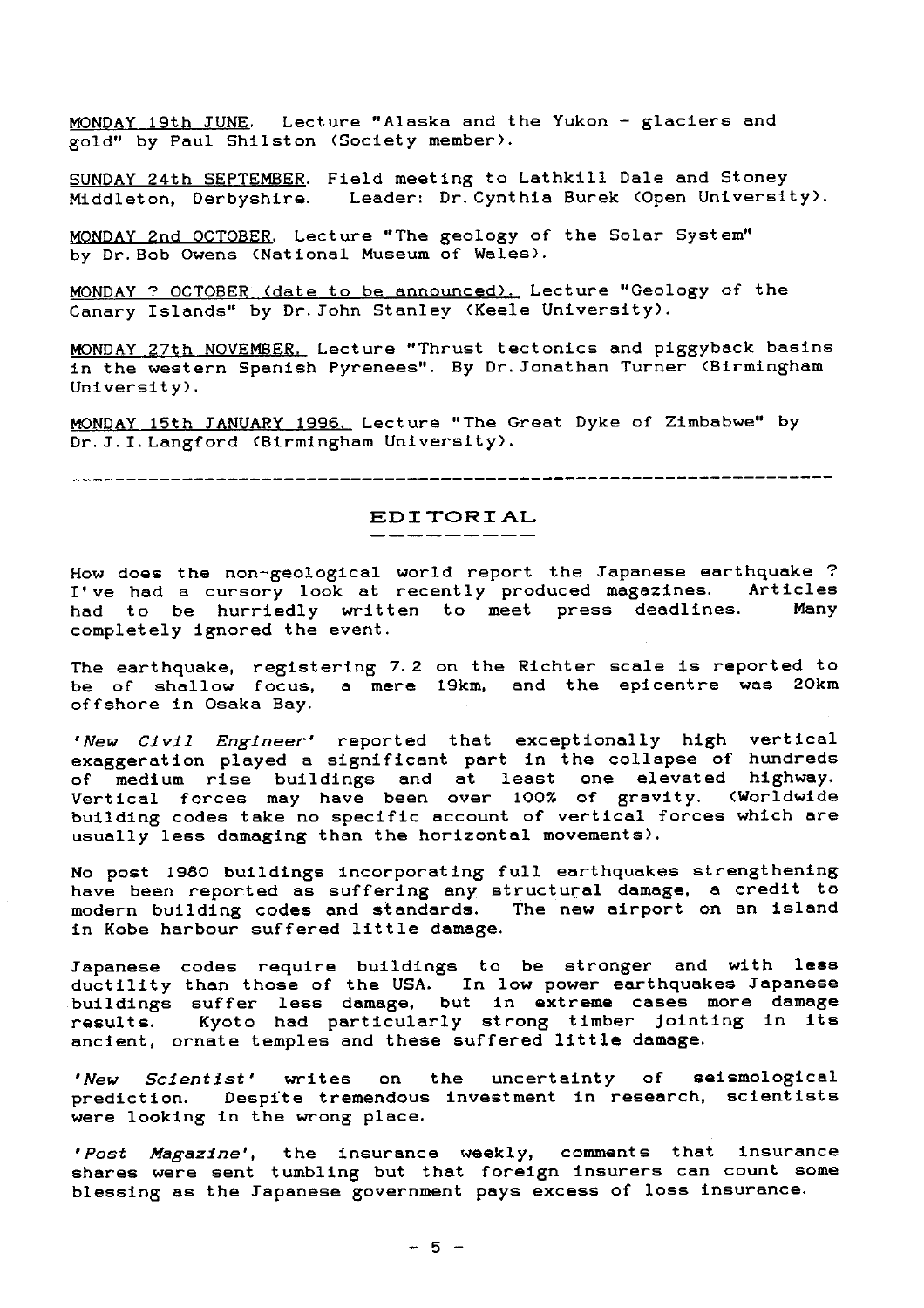<u>MONDAY 19th JUNE.</u> Lecture "Alaska and the Yukon - glaciers and gold" by Paul Shilston (Society member).

<u>SUNDAY 24th SEPTEMBER.</u> Field meeting to Lathkill Dale and Stoney Middleton, Derbyshire. Leader: Dr. Cynthia Burek (Open University).

<u>MONDAY 2nd OCTOBER.</u> Lecture "The geology of the Solar System" by Dr. Bob Owens (National Museum of Wales).

<u>MONDAY ? OCTOBER (date to be announced).</u> Lecture "Geology of the Canary Islands" by Dr. John Stanley (Keele University).

<u>MONDAY 27th NOVEMBER.</u> Lecture "Thrust tectonics and piggyback basins in the western Spanish Pyrenees". By Dr. Jonathan Turner (Birmingham University).

<u>MONDAY 15th JANUARY 1996.</u> Lecture "The Great Dyke of Zimbabwe" by Dr. J. I. Langford (Birmingham University).

---

## EDITORIAL

How does the non-geological world report the Japanese earthquake ? I've had a cursory look at recently produced magazines. Articles had to be hurriedly written to meet press deadlines. Many completely ignored the event.

The earthquake, registering 7.2 on the Richter scale is reported to be of shallow focus, a mere 19km, and the epicentre was 20km offshore in Osaka Bay.

*'New Civil Engineer'* reported that exceptionally high vertical exaggeration played a significant part in the collapse of hundreds of medium rise buildings and at least one elevated highway. Vertical forces may have been over 100% of gravity. (Worldwide building codes take no specific account of vertical forces which are usually less damaging than the horizontal movements).

No post 1980 buildings incorporating full earthquakes strengthening have been reported as suffering any structural damage, a credit to modern building codes and standards. The new airport on an island in Kobe harbour suffered little damage.

Japanese codes require buildings to be stronger and with less ductility than those of the USA. In low power earthquakes Japanese buildings suffer less damage, but in extreme cases more damage results. Kyoto had particularly strong timber jointing in its ancient, ornate temples and these suffered little damage.

*'New Scientist'* writes on the uncertainty of seismological prediction. Despite tremendous investment in research, scientists were looking in the wrong place.

*'Post Magazine'*, the insurance weekly, comments that insurance shares were sent tumbling but that foreign insurers can count some blessing as the Japanese government pays excess of loss insurance.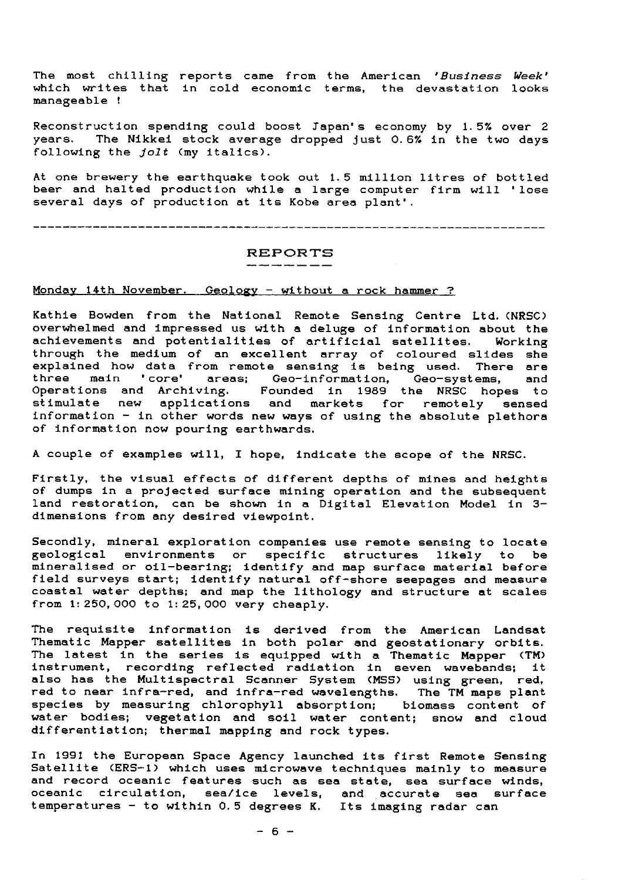The most chilling reports came from the American *'Business Week'* which writes that in cold economic terms, the devastation looks manageable !

Reconstruction spending could boost Japan's economy by 1.5% over 2 years. The Nikkei stock average dropped just 0.6% in the two days following the *jolt* (my italics).

At one brewery the earthquake took out 1.5 million litres of bottled beer and halted production while a large computer firm will 'lose several days of production at its Kobe area plant'.

---

## REPORTS

Monday 14th November. Geology - without a rock hammer ?

Kathie Bowden from the National Remote Sensing Centre Ltd. (NRSC) overwhelmed and impressed us with a deluge of information about the achievements and potentialities of artificial satellites. Working through the medium of an excellent array of coloured slides she explained how data from remote sensing is being used. There are three main 'core' areas; Geo-information, Geo-systems, and Operations and Archiving. Founded in 1989 the NRSC hopes to stimulate new applications and markets for remotely sensed information - in other words new ways of using the absolute plethora of information now pouring earthwards.

A couple of examples will, I hope, indicate the scope of the NRSC.

Firstly, the visual effects of different depths of mines and heights of dumps in a projected surface mining operation and the subsequent land restoration, can be shown in a Digital Elevation Model in 3-dimensions from any desired viewpoint.

Secondly, mineral exploration companies use remote sensing to locate geological environments or specific structures likely to be mineralised or oil-bearing; identify and map surface material before field surveys start; identify natural off-shore seepages and measure coastal water depths; and map the lithology and structure at scales from 1:250,000 to 1:25,000 very cheaply.

The requisite information is derived from the American Landsat Thematic Mapper satellites in both polar and geostationary orbits. The latest in the series is equipped with a Thematic Mapper (TM) instrument, recording reflected radiation in seven wavebands; it also has the Multispectral Scanner System (MSS) using green, red, red to near infra-red, and infra-red wavelengths. The TM maps plant species by measuring chlorophyll absorption; biomass content of water bodies; vegetation and soil water content; snow and cloud differentiation; thermal mapping and rock types.

In 1991 the European Space Agency launched its first Remote Sensing Satellite (ERS-1) which uses microwave techniques mainly to measure and record oceanic features such as sea state, sea surface winds, oceanic circulation, sea/ice levels, and accurate sea surface temperatures - to within 0.5 degrees K. Its imaging radar can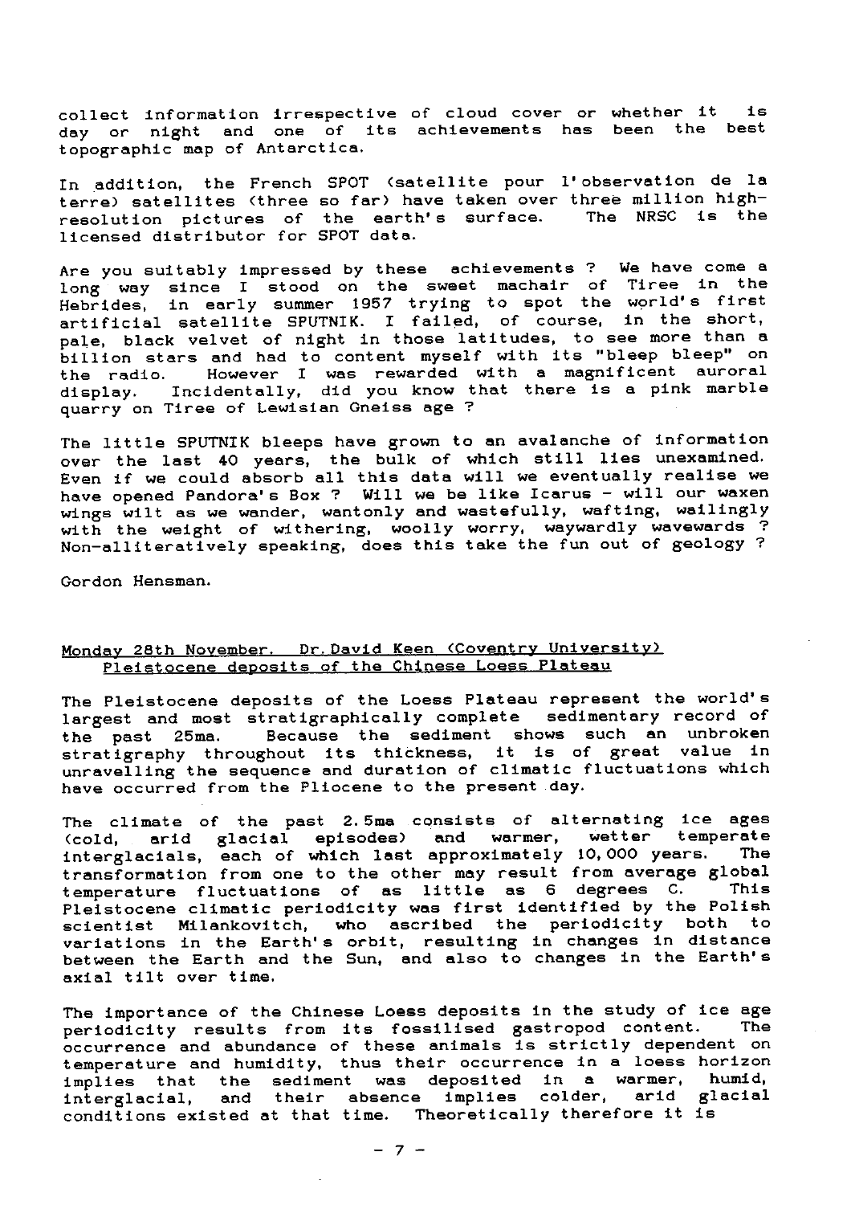collect information irrespective of cloud cover or whether it is day or night and one of its achievements has been the best topographic map of Antarctica.

In addition, the French SPOT (satellite pour l'observation de la terre) satellites (three so far) have taken over three million high-resolution pictures of the earth's surface. The NRSC is the licensed distributor for SPOT data.

Are you suitably impressed by these achievements ? We have come a long way since I stood on the sweet machair of Tiree in the Hebrides, in early summer 1957 trying to spot the world's first artificial satellite SPUTNIK. I failed, of course, in the short, pale, black velvet of night in those latitudes, to see more than a billion stars and had to content myself with its "bleep bleep" on the radio. However I was rewarded with a magnificent auroral display. Incidentally, did you know that there is a pink marble quarry on Tiree of Lewisian Gneiss age ?

The little SPUTNIK bleeps have grown to an avalanche of information over the last 40 years, the bulk of which still lies unexamined. Even if we could absorb all this data will we eventually realise we have opened Pandora's Box ? Will we be like Icarus - will our waxen wings wilt as we wander, wantonly and wastefully, wafting, wailingly with the weight of withering, woolly worry, waywardly wavewards ? Non-alliteratively speaking, does this take the fun out of geology ?

Gordon Hensman.

## Monday 28th November. Dr. David Keen (Coventry University) Pleistocene deposits of the Chinese Loess Plateau

The Pleistocene deposits of the Loess Plateau represent the world's largest and most stratigraphically complete sedimentary record of the past 25ma. Because the sediment shows such an unbroken stratigraphy throughout its thickness, it is of great value in unravelling the sequence and duration of climatic fluctuations which have occurred from the Pliocene to the present day.

The climate of the past 2.5ma consists of alternating ice ages (cold, arid glacial episodes) and warmer, wetter temperate interglacials, each of which last approximately 10,000 years. The transformation from one to the other may result from average global temperature fluctuations of as little as 6 degrees C. This Pleistocene climatic periodicity was first identified by the Polish scientist Milankovitch, who ascribed the periodicity both to variations in the Earth's orbit, resulting in changes in distance between the Earth and the Sun, and also to changes in the Earth's axial tilt over time.

The importance of the Chinese Loess deposits in the study of ice age periodicity results from its fossilised gastropod content. The occurrence and abundance of these animals is strictly dependent on temperature and humidity, thus their occurrence in a loess horizon implies that the sediment was deposited in a warmer, humid, interglacial, and their absence implies colder, arid glacial conditions existed at that time. Theoretically therefore it is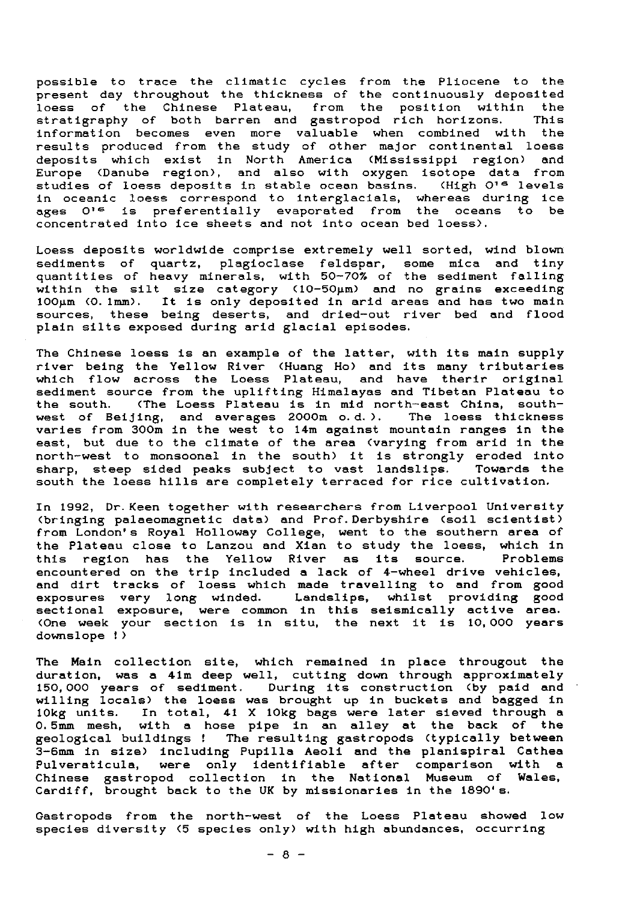possible to trace the climatic cycles from the Pliocene to the present day throughout the thickness of the continuously deposited loess of the Chinese Plateau, from the position within the stratigraphy of both barren and gastropod rich horizons. This information becomes even more valuable when combined with the results produced from the study of other major continental loess deposits which exist in North America (Mississippi region) and Europe (Danube region), and also with oxygen isotope data from studies of loess deposits in stable ocean basins. (High $O^{16}$ levels in oceanic loess correspond to interglacials, whereas during ice ages $O^{16}$ is preferentially evaporated from the oceans to be concentrated into ice sheets and not into ocean bed loess).

Loess deposits worldwide comprise extremely well sorted, wind blown sediments of quartz, plagioclase feldspar, some mica and tiny quantities of heavy minerals, with 50-70% of the sediment falling within the silt size category (10-50µm) and no grains exceeding 100µm (0.1mm). It is only deposited in arid areas and has two main sources, these being deserts, and dried-out river bed and flood plain silts exposed during arid glacial episodes.

The Chinese loess is an example of the latter, with its main supply river being the Yellow River (Huang Ho) and its many tributaries which flow across the Loess Plateau, and have therir original sediment source from the uplifting Himalayas and Tibetan Plateau to the south. (The Loess Plateau is in mid north-east China, south-west of Beijing, and averages 2000m o.d.). The loess thickness varies from 300m in the west to 14m against mountain ranges in the east, but due to the climate of the area (varying from arid in the north-west to monsoonal in the south) it is strongly eroded into sharp, steep sided peaks subject to vast landslips. Towards the south the loess hills are completely terraced for rice cultivation.

In 1992, Dr. Keen together with researchers from Liverpool University (bringing palaeomagnetic data) and Prof. Derbyshire (soil scientist) from London's Royal Holloway College, went to the southern area of the Plateau close to Lanzou and Xian to study the loess, which in this region has the Yellow River as its source. Problems encountered on the trip included a lack of 4-wheel drive vehicles, and dirt tracks of loess which made travelling to and from good exposures very long winded. Landslips, whilst providing good sectional exposure, were common in this seismically active area. (One week your section is in situ, the next it is 10,000 years downslope !)

The Main collection site, which remained in place througout the duration, was a 41m deep well, cutting down through approximately 150,000 years of sediment. During its construction (by paid and willing locals) the loess was brought up in buckets and bagged in 10kg units. In total, 41 X 10kg bags were later sieved through a 0.5mm mesh, with a hose pipe in an alley at the back of the geological buildings ! The resulting gastropods (typically between 3-6mm in size) including Pupilla Aeoli and the planispiral Cathea Pulveraticula, were only identifiable after comparison with a Chinese gastropod collection in the National Museum of Wales, Cardiff, brought back to the UK by missionaries in the 1890's.

Gastropods from the north-west of the Loess Plateau showed low species diversity (5 species only) with high abundances, occurring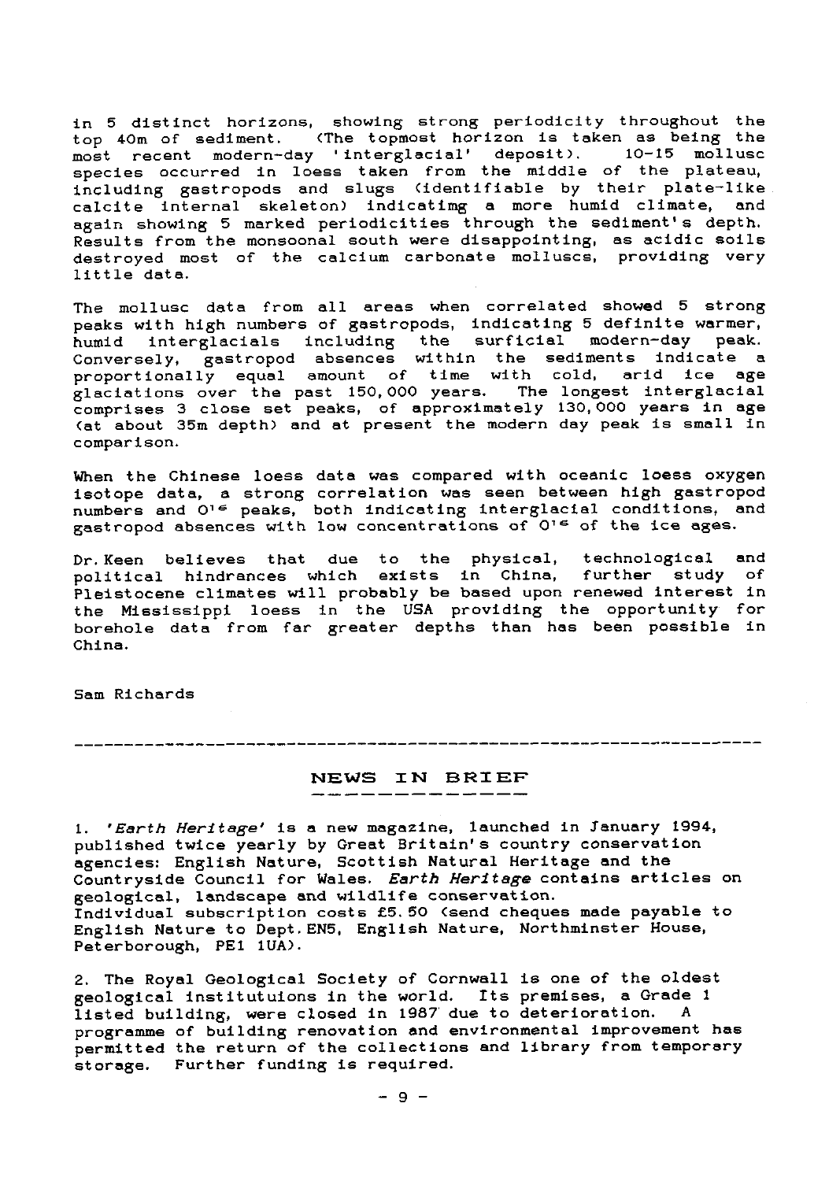in 5 distinct horizons, showing strong periodicity throughout the top 40m of sediment. (The topmost horizon is taken as being the most recent modern-day 'interglacial' deposit). 10-15 mollusc species occurred in loess taken from the middle of the plateau, including gastropods and slugs (identifiable by their plate-like calcite internal skeleton) indicatimg a more humid climate, and again showing 5 marked periodicities through the sediment's depth. Results from the monsoonal south were disappointing, as acidic soils destroyed most of the calcium carbonate molluscs, providing very little data.

The mollusc data from all areas when correlated showed 5 strong peaks with high numbers of gastropods, indicating 5 definite warmer, humid interglacials including the surficial modern-day peak. Conversely, gastropod absences within the sediments indicate a proportionally equal amount of time with cold, arid ice age glaciations over the past 150,000 years. The longest interglacial comprises 3 close set peaks, of approximately 130,000 years in age (at about 35m depth) and at present the modern day peak is small in comparison.

When the Chinese loess data was compared with oceanic loess oxygen isotope data, a strong correlation was seen between high gastropod numbers and $O^{16}$ peaks, both indicating interglacial conditions, and gastropod absences with low concentrations of $O^{16}$ of the ice ages.

Dr. Keen believes that due to the physical, technological and political hindrances which exists in China, further study of Pleistocene climates will probably be based upon renewed interest in the Mississippi loess in the USA providing the opportunity for borehole data from far greater depths than has been possible in China.

Sam Richards

---

## NEWS IN BRIEF

1. *'Earth Heritage'* is a new magazine, launched in January 1994, published twice yearly by Great Britain's country conservation agencies: English Nature, Scottish Natural Heritage and the Countryside Council for Wales. *Earth Heritage* contains articles on geological, landscape and wildlife conservation.
Individual subscription costs £5.50 (send cheques made payable to English Nature to Dept. EN5, English Nature, Northminster House, Peterborough, PE1 1UA).

2. The Royal Geological Society of Cornwall is one of the oldest geological institutuions in the world. Its premises, a Grade 1 listed building, were closed in 1987 due to deterioration. A programme of building renovation and environmental improvement has permitted the return of the collections and library from temporary storage. Further funding is required.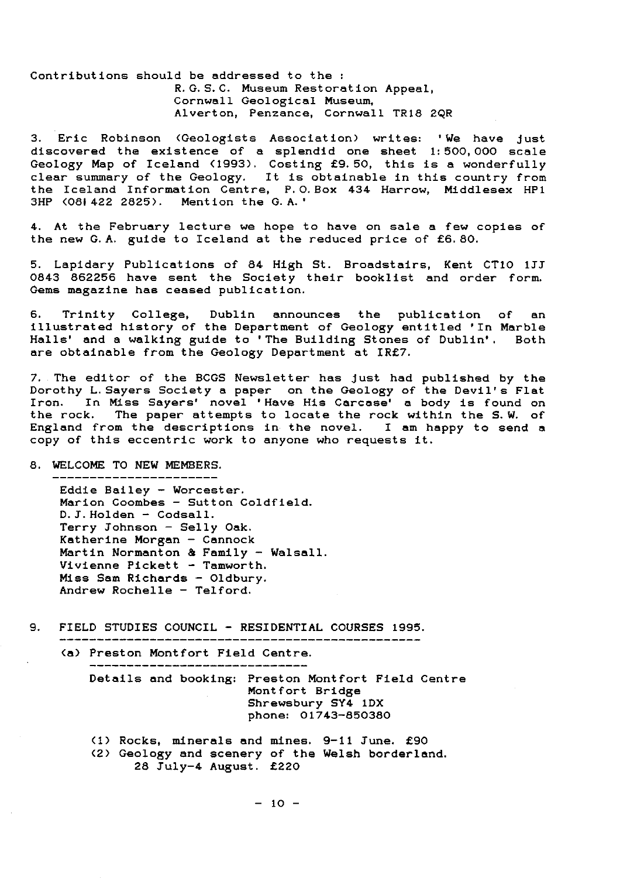Contributions should be addressed to the :

R.G.S.C. Museum Restoration Appeal,
Cornwall Geological Museum,
Alverton, Penzance, Cornwall TR18 2QR

3. Eric Robinson (Geologists Association) writes: 'We have just discovered the existence of a splendid one sheet 1:500,000 scale Geology Map of Iceland (1993). Costing £9.50, this is a wonderfully clear summary of the Geology. It is obtainable in this country from the Iceland Information Centre, P.O.Box 434 Harrow, Middlesex HP1 3HP (081 422 2825). Mention the G.A.'

4. At the February lecture we hope to have on sale a few copies of the new G.A. guide to Iceland at the reduced price of £6.80.

5. Lapidary Publications of 84 High St. Broadstairs, Kent CT10 1JJ 0843 862256 have sent the Society their booklist and order form. Gems magazine has ceased publication.

6. Trinity College, Dublin announces the publication of an illustrated history of the Department of Geology entitled 'In Marble Halls' and a walking guide to 'The Building Stones of Dublin'. Both are obtainable from the Geology Department at IR£7.

7. The editor of the BCGS Newsletter has just had published by the Dorothy L.Sayers Society a paper on the Geology of the Devil's Flat Iron. In Miss Sayers' novel 'Have His Carcase' a body is found on the rock. The paper attempts to locate the rock within the S.W. of England from the descriptions in the novel. I am happy to send a copy of this eccentric work to anyone who requests it.

8. WELCOME TO NEW MEMBERS.

Eddie Bailey - Worcester.
Marion Coombes - Sutton Coldfield.
D.J.Holden - Codsall.
Terry Johnson - Selly Oak.
Katherine Morgan - Cannock
Martin Normanton & Family - Walsall.
Vivienne Pickett - Tamworth.
Miss Sam Richards - Oldbury.
Andrew Rochelle - Telford.

9. FIELD STUDIES COUNCIL - RESIDENTIAL COURSES 1995.

(a) Preston Montfort Field Centre.

Details and booking: Preston Montfort Field Centre
Montfort Bridge
Shrewsbury SY4 1DX
phone: 01743-850380

(1) Rocks, minerals and mines. 9-11 June. £90
(2) Geology and scenery of the Welsh borderland. 28 July-4 August. £220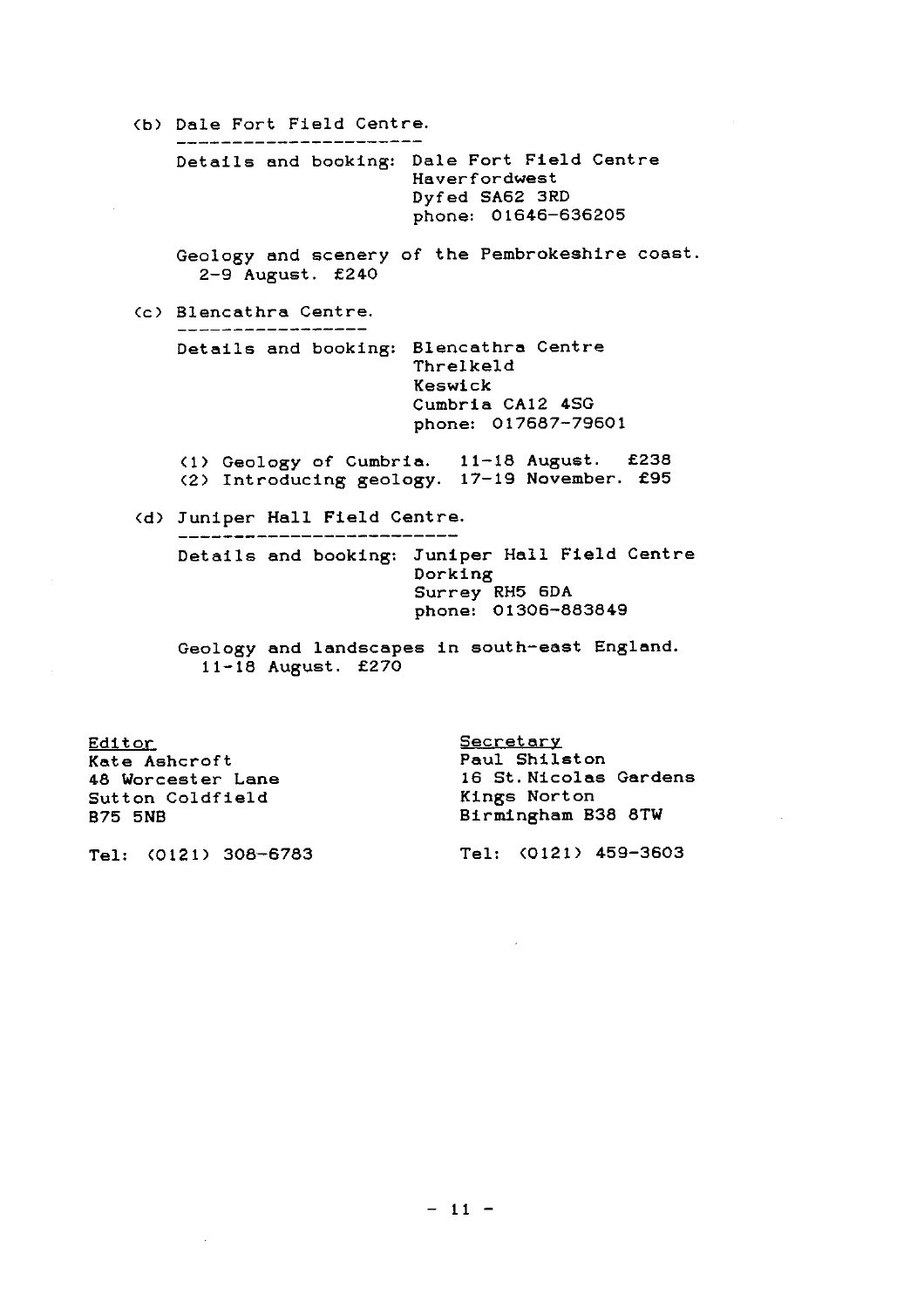(b) Dale Fort Field Centre.

Details and booking: Dale Fort Field Centre
Haverfordwest
Dyfed SA62 3RD
phone: 01646-636205

Geology and scenery of the Pembrokeshire coast.
2-9 August. £240

(c) Blencathra Centre.

Details and booking: Blencathra Centre
Threlkeld
Keswick
Cumbria CA12 4SG
phone: 017687-79601

(1) Geology of Cumbria. 11-18 August. £238
(2) Introducing geology. 17-19 November. £95

(d) Juniper Hall Field Centre.

Details and booking: Juniper Hall Field Centre
Dorking
Surrey RH5 6DA
phone: 01306-883849

Geology and landscapes in south-east England.
11-18 August. £270

Editor
Kate Ashcroft
48 Worcester Lane
Sutton Coldfield
B75 5NB

Tel: (0121) 308-6783

Secretary
Paul Shilston
16 St.Nicolas Gardens
Kings Norton
Birmingham B38 8TW

Tel: (0121) 459-3603